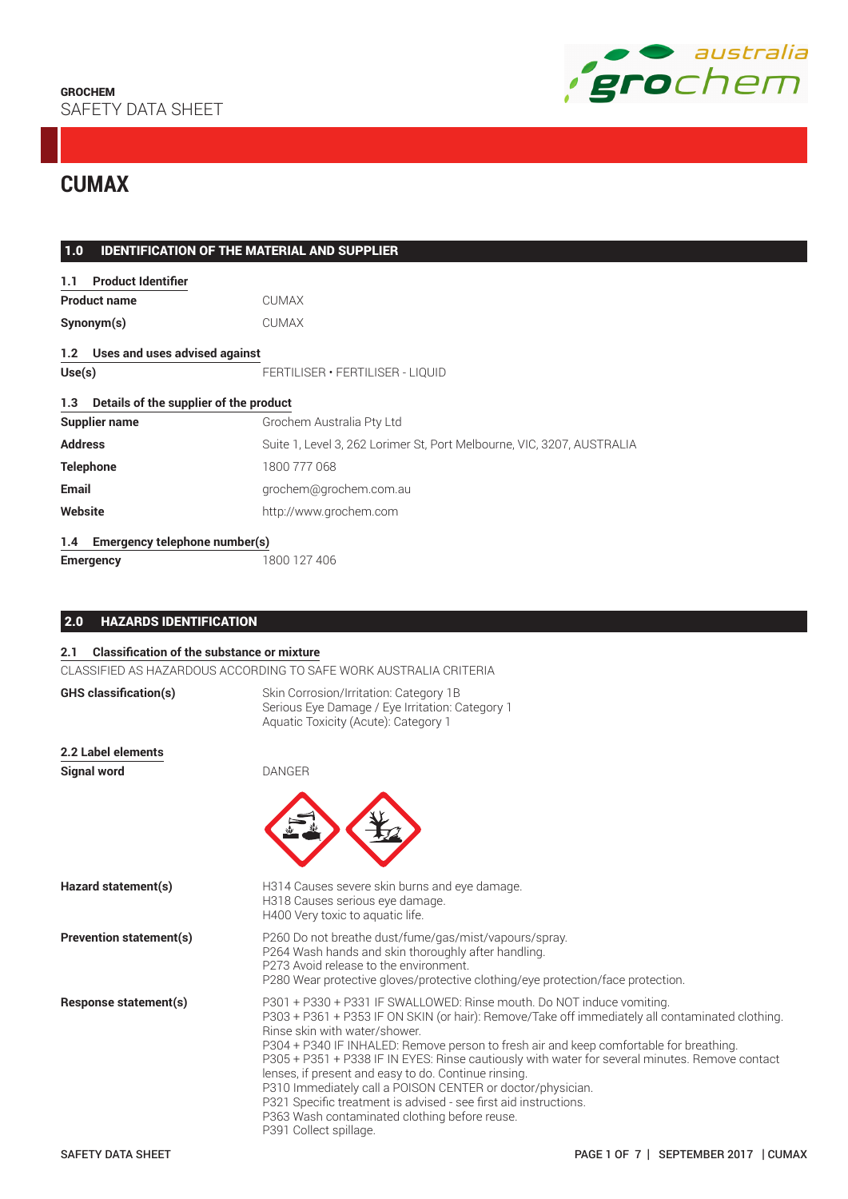GROCHEM
SAFETY DATA SHEET

# CUMAX

## 1.0 IDENTIFICATION OF THE MATERIAL AND SUPPLIER

### 1.1 Product Identifier

| | |
|---|---|
| **Product name** | CUMAX |
| **Synonym(s)** | CUMAX |

### 1.2 Uses and uses advised against

| | |
|---|---|
| **Use(s)** | FERTILISER • FERTILISER - LIQUID |

### 1.3 Details of the supplier of the product

| | |
|---|---|
| **Supplier name** | Grochem Australia Pty Ltd |
| **Address** | Suite 1, Level 3, 262 Lorimer St, Port Melbourne, VIC, 3207, AUSTRALIA |
| **Telephone** | 1800 777 068 |
| **Email** | grochem@grochem.com.au |
| **Website** | http://www.grochem.com |

### 1.4 Emergency telephone number(s)

| | |
|---|---|
| **Emergency** | 1800 127 406 |

## 2.0 HAZARDS IDENTIFICATION

### 2.1 Classification of the substance or mixture

CLASSIFIED AS HAZARDOUS ACCORDING TO SAFE WORK AUSTRALIA CRITERIA

**GHS classification(s)**

Skin Corrosion/Irritation: Category 1B
Serious Eye Damage / Eye Irritation: Category 1
Aquatic Toxicity (Acute): Category 1

### 2.2 Label elements

**Signal word**

DANGER

**Hazard statement(s)**

H314 Causes severe skin burns and eye damage.
H318 Causes serious eye damage.
H400 Very toxic to aquatic life.

**Prevention statement(s)**

P260 Do not breathe dust/fume/gas/mist/vapours/spray.
P264 Wash hands and skin thoroughly after handling.
P273 Avoid release to the environment.
P280 Wear protective gloves/protective clothing/eye protection/face protection.

**Response statement(s)**

P301 + P330 + P331 IF SWALLOWED: Rinse mouth. Do NOT induce vomiting.
P303 + P361 + P353 IF ON SKIN (or hair): Remove/Take off immediately all contaminated clothing. Rinse skin with water/shower.
P304 + P340 IF INHALED: Remove person to fresh air and keep comfortable for breathing.
P305 + P351 + P338 IF IN EYES: Rinse cautiously with water for several minutes. Remove contact lenses, if present and easy to do. Continue rinsing.
P310 Immediately call a POISON CENTER or doctor/physician.
P321 Specific treatment is advised - see first aid instructions.
P363 Wash contaminated clothing before reuse.
P391 Collect spillage.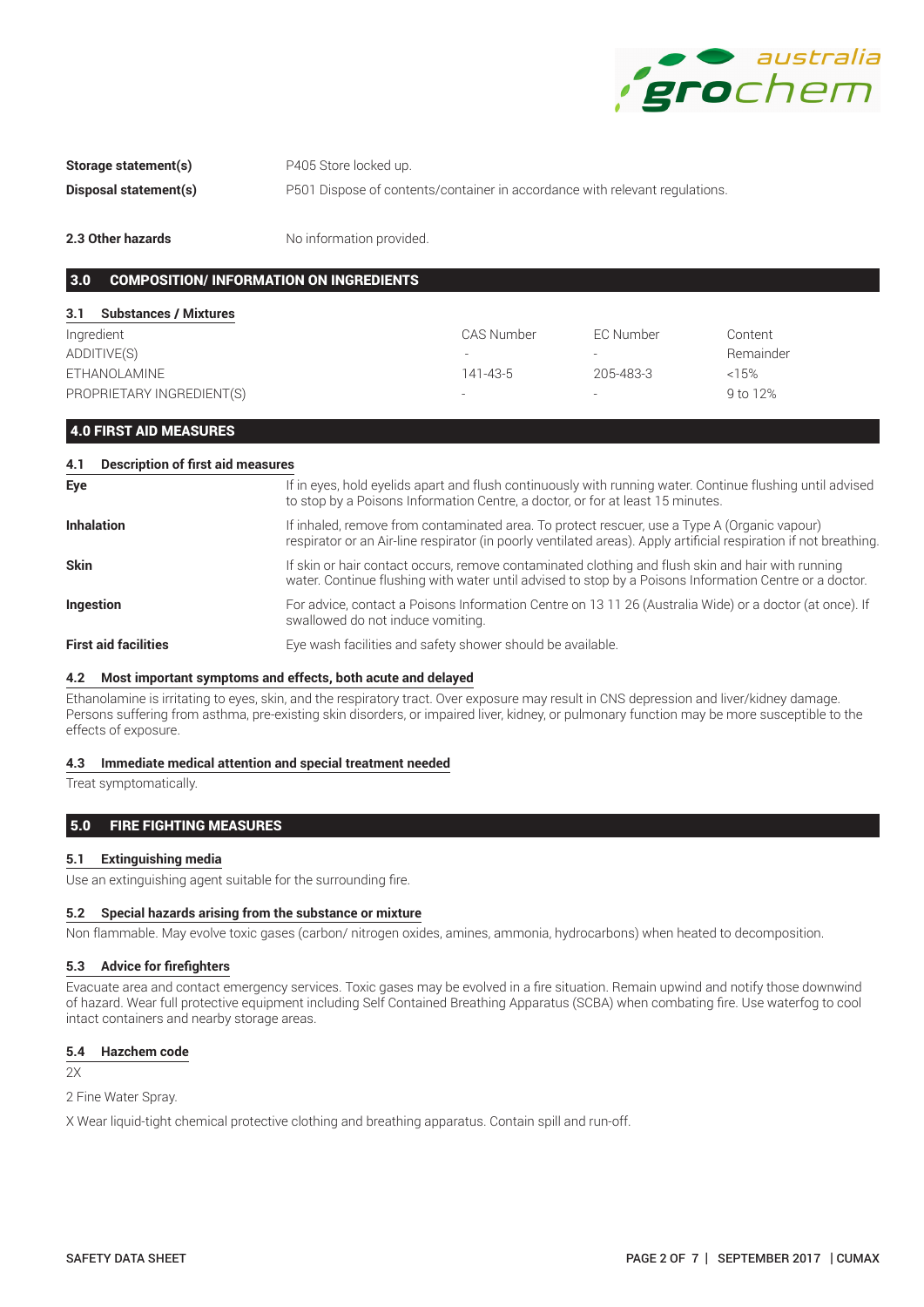**Storage statement(s)** P405 Store locked up.

**Disposal statement(s)** P501 Dispose of contents/container in accordance with relevant regulations.

**2.3 Other hazards** No information provided.

## 3.0 COMPOSITION/ INFORMATION ON INGREDIENTS

### 3.1 Substances / Mixtures

| Ingredient | CAS Number | EC Number | Content |
|---|---|---|---|
| ADDITIVE(S) | - | - | Remainder |
| ETHANOLAMINE | 141-43-5 | 205-483-3 | <15% |
| PROPRIETARY INGREDIENT(S) | - | - | 9 to 12% |

## 4.0 FIRST AID MEASURES

### 4.1 Description of first aid measures

**Eye** If in eyes, hold eyelids apart and flush continuously with running water. Continue flushing until advised to stop by a Poisons Information Centre, a doctor, or for at least 15 minutes.

**Inhalation** If inhaled, remove from contaminated area. To protect rescuer, use a Type A (Organic vapour) respirator or an Air-line respirator (in poorly ventilated areas). Apply artificial respiration if not breathing.

**Skin** If skin or hair contact occurs, remove contaminated clothing and flush skin and hair with running water. Continue flushing with water until advised to stop by a Poisons Information Centre or a doctor.

**Ingestion** For advice, contact a Poisons Information Centre on 13 11 26 (Australia Wide) or a doctor (at once). If swallowed do not induce vomiting.

**First aid facilities** Eye wash facilities and safety shower should be available.

### 4.2 Most important symptoms and effects, both acute and delayed

Ethanolamine is irritating to eyes, skin, and the respiratory tract. Over exposure may result in CNS depression and liver/kidney damage. Persons suffering from asthma, pre-existing skin disorders, or impaired liver, kidney, or pulmonary function may be more susceptible to the effects of exposure.

### 4.3 Immediate medical attention and special treatment needed

Treat symptomatically.

## 5.0 FIRE FIGHTING MEASURES

### 5.1 Extinguishing media

Use an extinguishing agent suitable for the surrounding fire.

### 5.2 Special hazards arising from the substance or mixture

Non flammable. May evolve toxic gases (carbon/ nitrogen oxides, amines, ammonia, hydrocarbons) when heated to decomposition.

### 5.3 Advice for firefighters

Evacuate area and contact emergency services. Toxic gases may be evolved in a fire situation. Remain upwind and notify those downwind of hazard. Wear full protective equipment including Self Contained Breathing Apparatus (SCBA) when combating fire. Use waterfog to cool intact containers and nearby storage areas.

### 5.4 Hazchem code

2X

2 Fine Water Spray.

X Wear liquid-tight chemical protective clothing and breathing apparatus. Contain spill and run-off.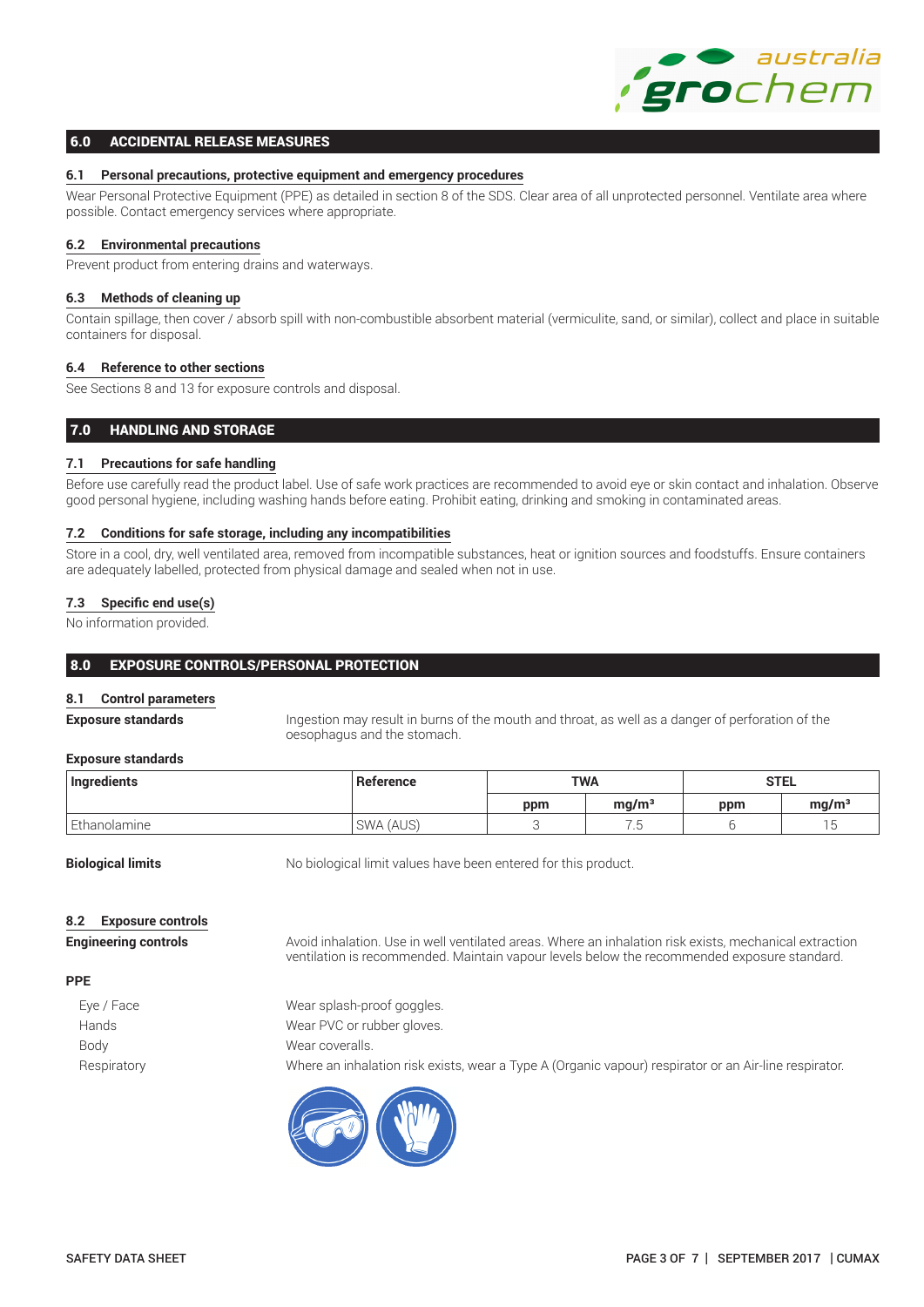## 6.0 ACCIDENTAL RELEASE MEASURES

### 6.1 Personal precautions, protective equipment and emergency procedures

Wear Personal Protective Equipment (PPE) as detailed in section 8 of the SDS. Clear area of all unprotected personnel. Ventilate area where possible. Contact emergency services where appropriate.

### 6.2 Environmental precautions

Prevent product from entering drains and waterways.

### 6.3 Methods of cleaning up

Contain spillage, then cover / absorb spill with non-combustible absorbent material (vermiculite, sand, or similar), collect and place in suitable containers for disposal.

### 6.4 Reference to other sections

See Sections 8 and 13 for exposure controls and disposal.

## 7.0 HANDLING AND STORAGE

### 7.1 Precautions for safe handling

Before use carefully read the product label. Use of safe work practices are recommended to avoid eye or skin contact and inhalation. Observe good personal hygiene, including washing hands before eating. Prohibit eating, drinking and smoking in contaminated areas.

### 7.2 Conditions for safe storage, including any incompatibilities

Store in a cool, dry, well ventilated area, removed from incompatible substances, heat or ignition sources and foodstuffs. Ensure containers are adequately labelled, protected from physical damage and sealed when not in use.

### 7.3 Specific end use(s)

No information provided.

## 8.0 EXPOSURE CONTROLS/PERSONAL PROTECTION

### 8.1 Control parameters

**Exposure standards** Ingestion may result in burns of the mouth and throat, as well as a danger of perforation of the oesophagus and the stomach.

**Exposure standards**

| Ingredients | Reference | TWA | | STEL | |
|---|---|---|---|---|---|
| | | ppm | mg/m³ | ppm | mg/m³ |
| Ethanolamine | SWA (AUS) | 3 | 7.5 | 6 | 15 |

**Biological limits** No biological limit values have been entered for this product.

### 8.2 Exposure controls

**Engineering controls** Avoid inhalation. Use in well ventilated areas. Where an inhalation risk exists, mechanical extraction ventilation is recommended. Maintain vapour levels below the recommended exposure standard.

**PPE**

- Eye / Face: Wear splash-proof goggles.
- Hands: Wear PVC or rubber gloves.
- Body: Wear coveralls.
- Respiratory: Where an inhalation risk exists, wear a Type A (Organic vapour) respirator or an Air-line respirator.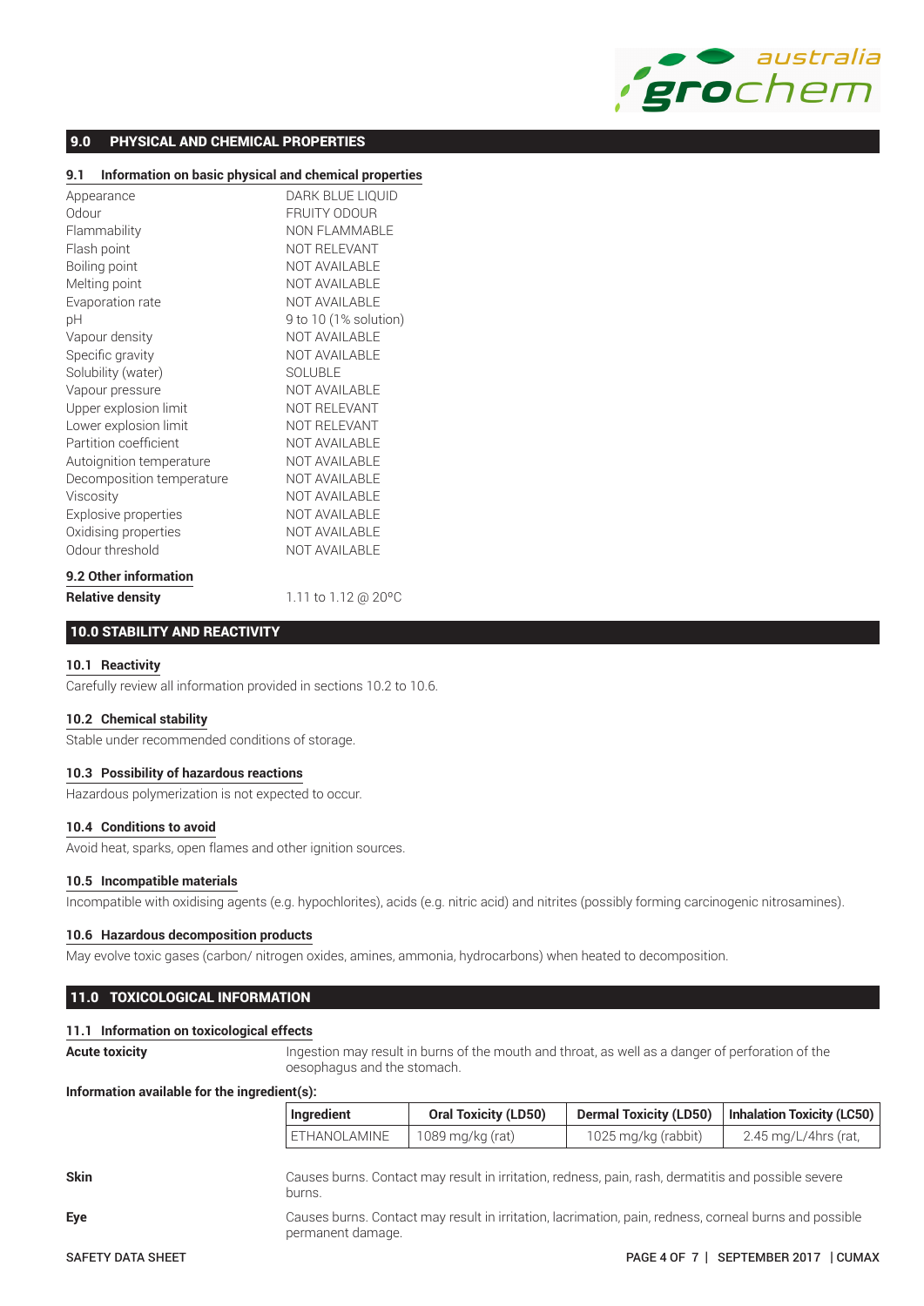## 9.0 PHYSICAL AND CHEMICAL PROPERTIES

### 9.1 Information on basic physical and chemical properties

| | |
|---|---|
| Appearance | DARK BLUE LIQUID |
| Odour | FRUITY ODOUR |
| Flammability | NON FLAMMABLE |
| Flash point | NOT RELEVANT |
| Boiling point | NOT AVAILABLE |
| Melting point | NOT AVAILABLE |
| Evaporation rate | NOT AVAILABLE |
| pH | 9 to 10 (1% solution) |
| Vapour density | NOT AVAILABLE |
| Specific gravity | NOT AVAILABLE |
| Solubility (water) | SOLUBLE |
| Vapour pressure | NOT AVAILABLE |
| Upper explosion limit | NOT RELEVANT |
| Lower explosion limit | NOT RELEVANT |
| Partition coefficient | NOT AVAILABLE |
| Autoignition temperature | NOT AVAILABLE |
| Decomposition temperature | NOT AVAILABLE |
| Viscosity | NOT AVAILABLE |
| Explosive properties | NOT AVAILABLE |
| Oxidising properties | NOT AVAILABLE |
| Odour threshold | NOT AVAILABLE |

### 9.2 Other information

**Relative density** 1.11 to 1.12 @ 20°C

## 10.0 STABILITY AND REACTIVITY

### 10.1 Reactivity

Carefully review all information provided in sections 10.2 to 10.6.

### 10.2 Chemical stability

Stable under recommended conditions of storage.

### 10.3 Possibility of hazardous reactions

Hazardous polymerization is not expected to occur.

### 10.4 Conditions to avoid

Avoid heat, sparks, open flames and other ignition sources.

### 10.5 Incompatible materials

Incompatible with oxidising agents (e.g. hypochlorites), acids (e.g. nitric acid) and nitrites (possibly forming carcinogenic nitrosamines).

### 10.6 Hazardous decomposition products

May evolve toxic gases (carbon/ nitrogen oxides, amines, ammonia, hydrocarbons) when heated to decomposition.

## 11.0 TOXICOLOGICAL INFORMATION

### 11.1 Information on toxicological effects

**Acute toxicity** Ingestion may result in burns of the mouth and throat, as well as a danger of perforation of the oesophagus and the stomach.

**Information available for the ingredient(s):**

| Ingredient | Oral Toxicity (LD50) | Dermal Toxicity (LD50) | Inhalation Toxicity (LC50) |
|---|---|---|---|
| ETHANOLAMINE | 1089 mg/kg (rat) | 1025 mg/kg (rabbit) | 2.45 mg/L/4hrs (rat, |

**Skin** Causes burns. Contact may result in irritation, redness, pain, rash, dermatitis and possible severe burns.

**Eye** Causes burns. Contact may result in irritation, lacrimation, pain, redness, corneal burns and possible permanent damage.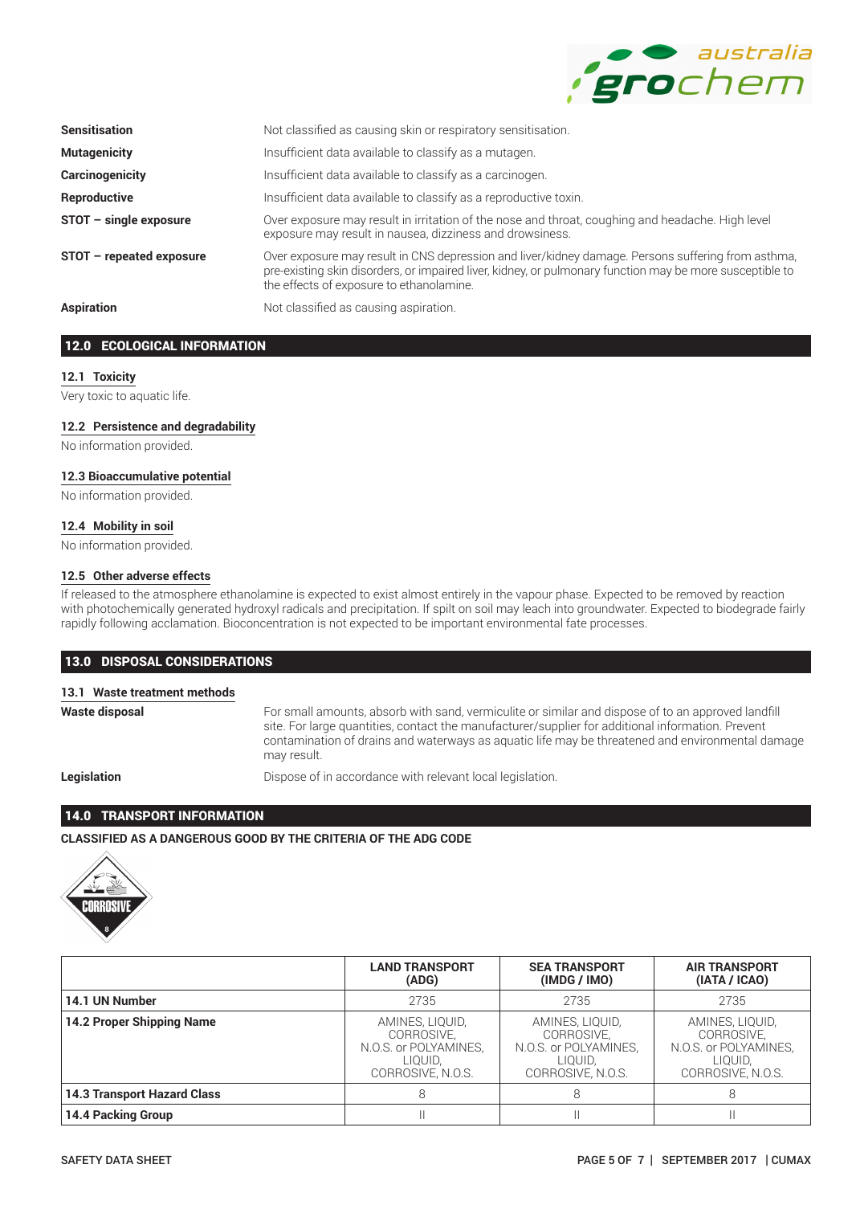| | |
|---|---|
| **Sensitisation** | Not classified as causing skin or respiratory sensitisation. |
| **Mutagenicity** | Insufficient data available to classify as a mutagen. |
| **Carcinogenicity** | Insufficient data available to classify as a carcinogen. |
| **Reproductive** | Insufficient data available to classify as a reproductive toxin. |
| **STOT – single exposure** | Over exposure may result in irritation of the nose and throat, coughing and headache. High level exposure may result in nausea, dizziness and drowsiness. |
| **STOT – repeated exposure** | Over exposure may result in CNS depression and liver/kidney damage. Persons suffering from asthma, pre-existing skin disorders, or impaired liver, kidney, or pulmonary function may be more susceptible to the effects of exposure to ethanolamine. |
| **Aspiration** | Not classified as causing aspiration. |

## 12.0 ECOLOGICAL INFORMATION

### 12.1 Toxicity

Very toxic to aquatic life.

### 12.2 Persistence and degradability

No information provided.

### 12.3 Bioaccumulative potential

No information provided.

### 12.4 Mobility in soil

No information provided.

### 12.5 Other adverse effects

If released to the atmosphere ethanolamine is expected to exist almost entirely in the vapour phase. Expected to be removed by reaction with photochemically generated hydroxyl radicals and precipitation. If spilt on soil may leach into groundwater. Expected to biodegrade fairly rapidly following acclamation. Bioconcentration is not expected to be important environmental fate processes.

## 13.0 DISPOSAL CONSIDERATIONS

### 13.1 Waste treatment methods

| | |
|---|---|
| **Waste disposal** | For small amounts, absorb with sand, vermiculite or similar and dispose of to an approved landfill site. For large quantities, contact the manufacturer/supplier for additional information. Prevent contamination of drains and waterways as aquatic life may be threatened and environmental damage may result. |
| **Legislation** | Dispose of in accordance with relevant local legislation. |

## 14.0 TRANSPORT INFORMATION

**CLASSIFIED AS A DANGEROUS GOOD BY THE CRITERIA OF THE ADG CODE**

| | LAND TRANSPORT (ADG) | SEA TRANSPORT (IMDG / IMO) | AIR TRANSPORT (IATA / ICAO) |
|---|---|---|---|
| **14.1 UN Number** | 2735 | 2735 | 2735 |
| **14.2 Proper Shipping Name** | AMINES, LIQUID, CORROSIVE, N.O.S. or POLYAMINES, LIQUID, CORROSIVE, N.O.S. | AMINES, LIQUID, CORROSIVE, N.O.S. or POLYAMINES, LIQUID, CORROSIVE, N.O.S. | AMINES, LIQUID, CORROSIVE, N.O.S. or POLYAMINES, LIQUID, CORROSIVE, N.O.S. |
| **14.3 Transport Hazard Class** | 8 | 8 | 8 |
| **14.4 Packing Group** | II | II | II |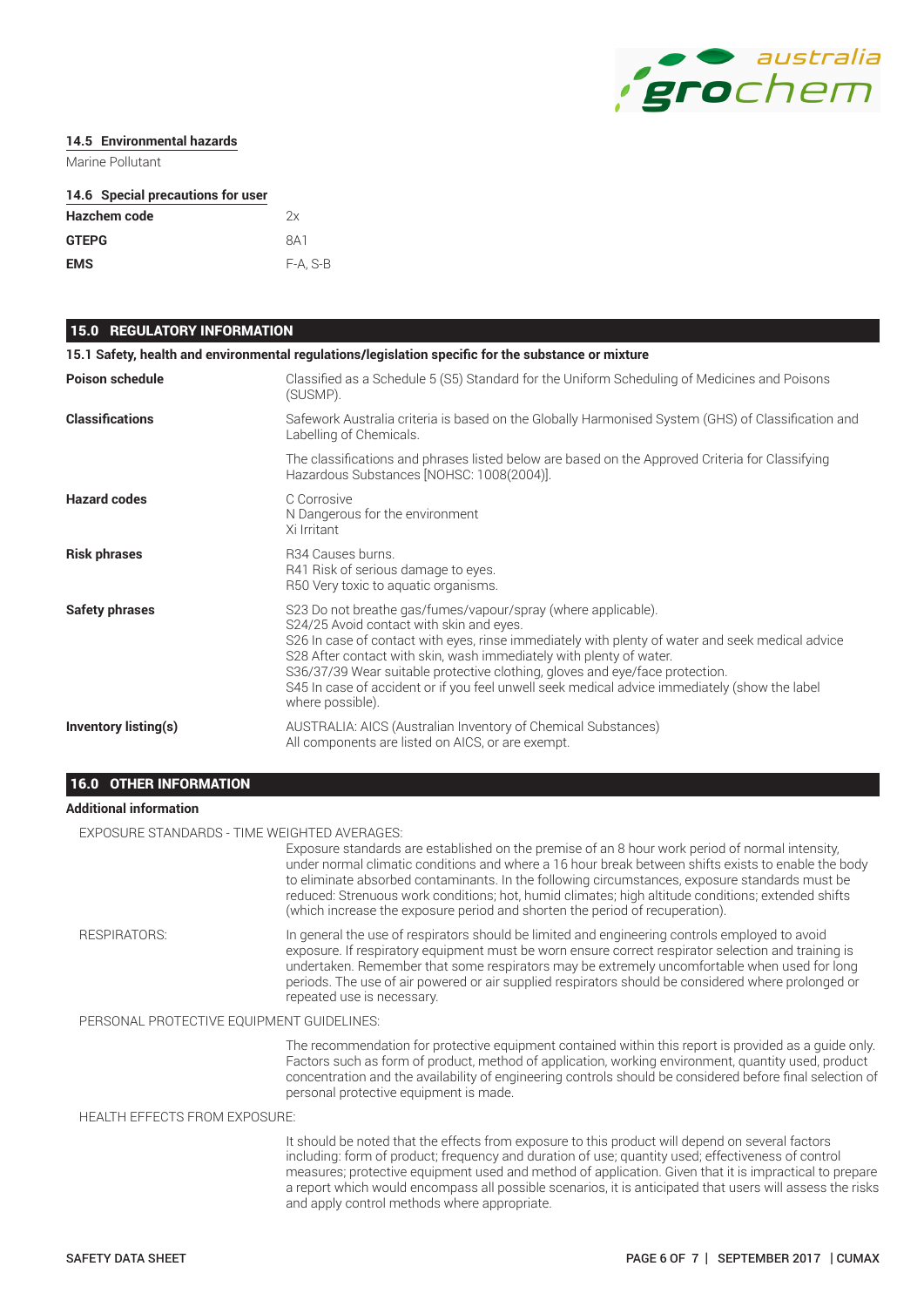### 14.5 Environmental hazards

Marine Pollutant

### 14.6 Special precautions for user

| | |
|---|---|
| **Hazchem code** | 2x |
| **GTEPG** | 8A1 |
| **EMS** | F-A, S-B |

## 15.0 REGULATORY INFORMATION

### 15.1 Safety, health and environmental regulations/legislation specific for the substance or mixture

| | |
|---|---|
| **Poison schedule** | Classified as a Schedule 5 (S5) Standard for the Uniform Scheduling of Medicines and Poisons (SUSMP). |
| **Classifications** | Safework Australia criteria is based on the Globally Harmonised System (GHS) of Classification and Labelling of Chemicals. |
| | The classifications and phrases listed below are based on the Approved Criteria for Classifying Hazardous Substances [NOHSC: 1008(2004)]. |
| **Hazard codes** | C Corrosive<br>N Dangerous for the environment<br>Xi Irritant |
| **Risk phrases** | R34 Causes burns.<br>R41 Risk of serious damage to eyes.<br>R50 Very toxic to aquatic organisms. |
| **Safety phrases** | S23 Do not breathe gas/fumes/vapour/spray (where applicable).<br>S24/25 Avoid contact with skin and eyes.<br>S26 In case of contact with eyes, rinse immediately with plenty of water and seek medical advice<br>S28 After contact with skin, wash immediately with plenty of water.<br>S36/37/39 Wear suitable protective clothing, gloves and eye/face protection.<br>S45 In case of accident or if you feel unwell seek medical advice immediately (show the label where possible). |
| **Inventory listing(s)** | AUSTRALIA: AICS (Australian Inventory of Chemical Substances)<br>All components are listed on AICS, or are exempt. |

## 16.0 OTHER INFORMATION

**Additional information**

EXPOSURE STANDARDS - TIME WEIGHTED AVERAGES:

Exposure standards are established on the premise of an 8 hour work period of normal intensity, under normal climatic conditions and where a 16 hour break between shifts exists to enable the body to eliminate absorbed contaminants. In the following circumstances, exposure standards must be reduced: Strenuous work conditions; hot, humid climates; high altitude conditions; extended shifts (which increase the exposure period and shorten the period of recuperation).

RESPIRATORS:

In general the use of respirators should be limited and engineering controls employed to avoid exposure. If respiratory equipment must be worn ensure correct respirator selection and training is undertaken. Remember that some respirators may be extremely uncomfortable when used for long periods. The use of air powered or air supplied respirators should be considered where prolonged or repeated use is necessary.

PERSONAL PROTECTIVE EQUIPMENT GUIDELINES:

The recommendation for protective equipment contained within this report is provided as a guide only. Factors such as form of product, method of application, working environment, quantity used, product concentration and the availability of engineering controls should be considered before final selection of personal protective equipment is made.

HEALTH EFFECTS FROM EXPOSURE:

It should be noted that the effects from exposure to this product will depend on several factors including: form of product; frequency and duration of use; quantity used; effectiveness of control measures; protective equipment used and method of application. Given that it is impractical to prepare a report which would encompass all possible scenarios, it is anticipated that users will assess the risks and apply control methods where appropriate.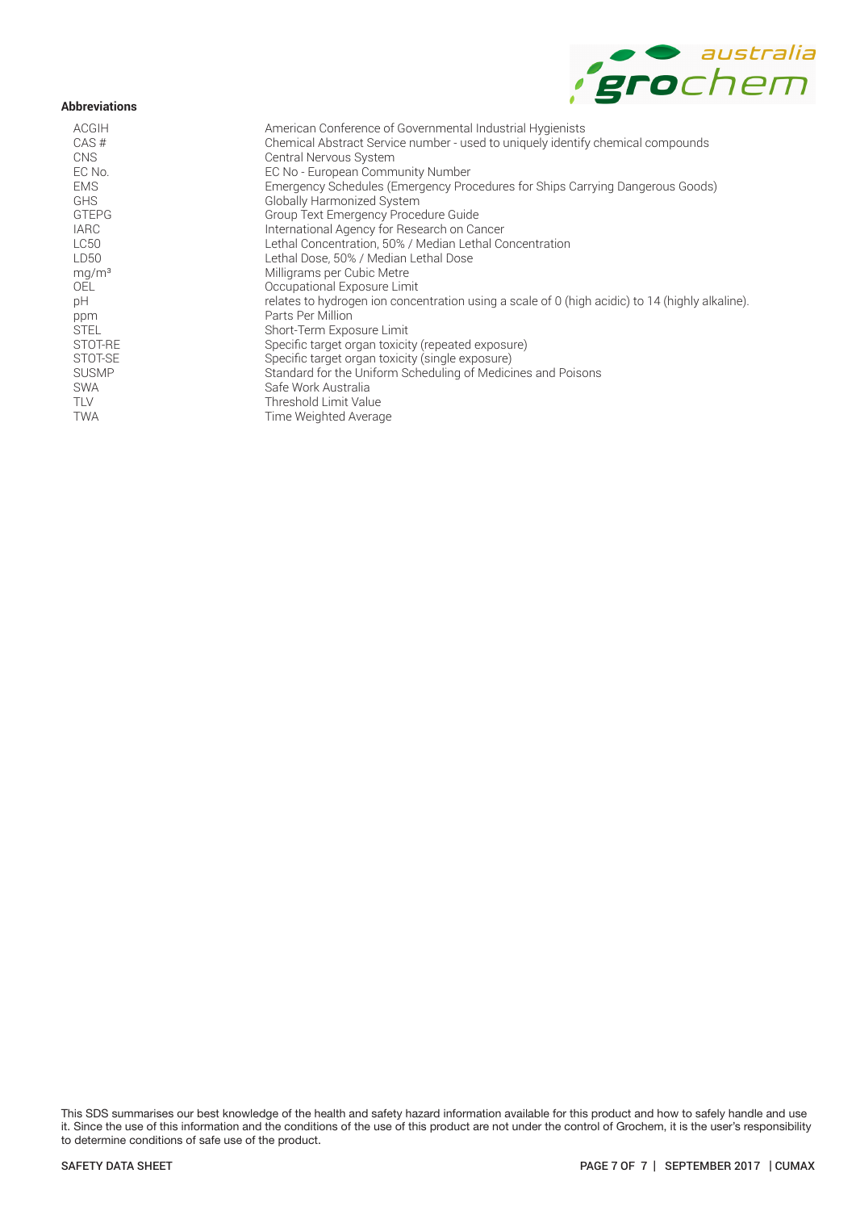**Abbreviations**

| | |
|---|---|
| ACGIH | American Conference of Governmental Industrial Hygienists |
| CAS # | Chemical Abstract Service number - used to uniquely identify chemical compounds |
| CNS | Central Nervous System |
| EC No. | EC No - European Community Number |
| EMS | Emergency Schedules (Emergency Procedures for Ships Carrying Dangerous Goods) |
| GHS | Globally Harmonized System |
| GTEPG | Group Text Emergency Procedure Guide |
| IARC | International Agency for Research on Cancer |
| LC50 | Lethal Concentration, 50% / Median Lethal Concentration |
| LD50 | Lethal Dose, 50% / Median Lethal Dose |
| $mg/m^3$ | Milligrams per Cubic Metre |
| OEL | Occupational Exposure Limit |
| pH | relates to hydrogen ion concentration using a scale of 0 (high acidic) to 14 (highly alkaline). |
| ppm | Parts Per Million |
| STEL | Short-Term Exposure Limit |
| STOT-RE | Specific target organ toxicity (repeated exposure) |
| STOT-SE | Specific target organ toxicity (single exposure) |
| SUSMP | Standard for the Uniform Scheduling of Medicines and Poisons |
| SWA | Safe Work Australia |
| TLV | Threshold Limit Value |
| TWA | Time Weighted Average |

This SDS summarises our best knowledge of the health and safety hazard information available for this product and how to safely handle and use it. Since the use of this information and the conditions of the use of this product are not under the control of Grochem, it is the user's responsibility to determine conditions of safe use of the product.